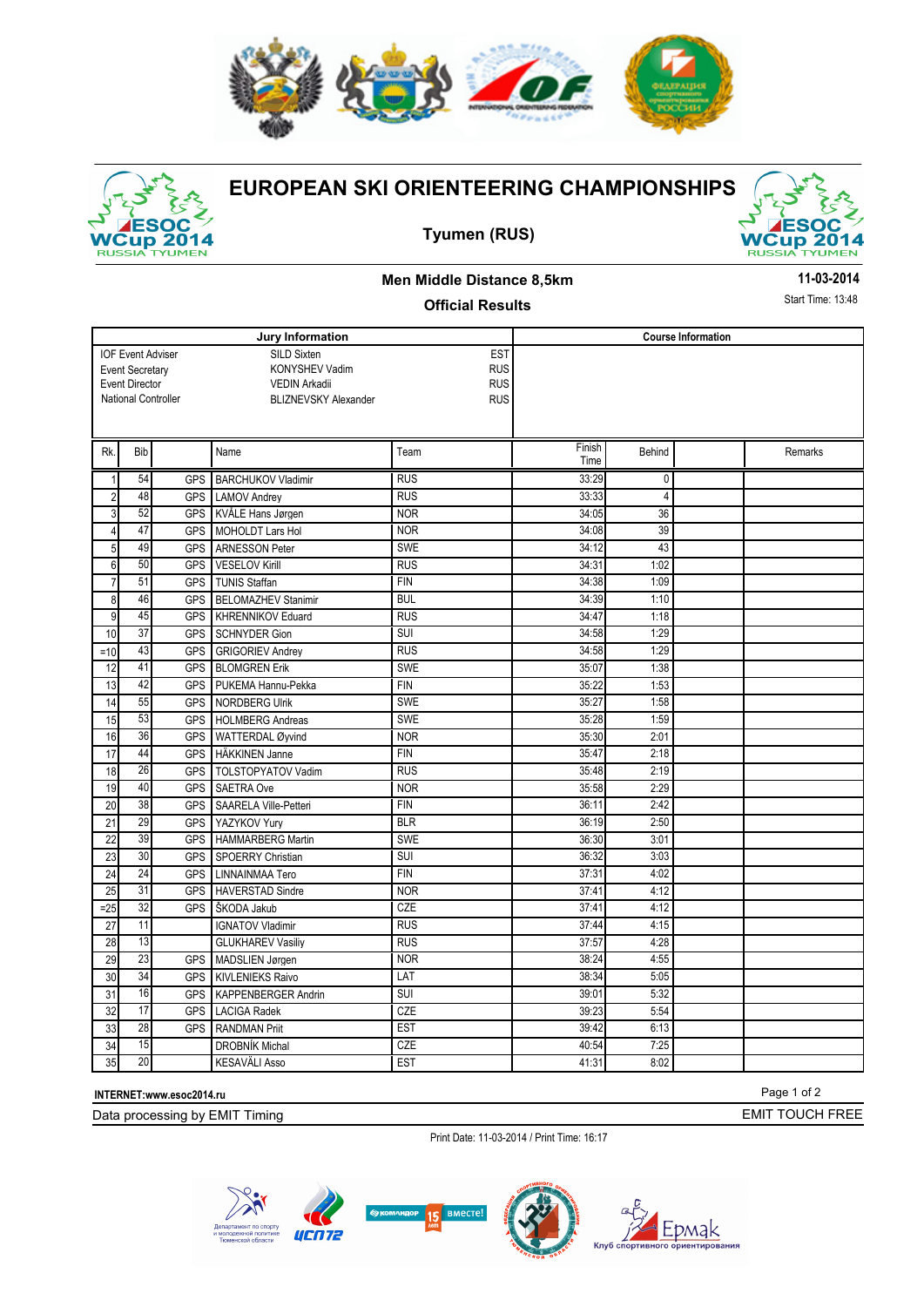# EUROPEAN SKI ORIENTEERING CHAMPIONSHIPS

## Tyumen (RUS)

### Men Middle Distance 8,5km

**11-03-2014**

### Official Results

Start Time: 13:48

| Jury Information | | |
|---|---|---|
| IOF Event Adviser | SILD Sixten | EST |
| Event Secretary | KONYSHEV Vadim | RUS |
| Event Director | VEDIN Arkadii | RUS |
| National Controller | BLIZNEVSKY Alexander | RUS |

**Course Information**

| Rk. | Bib | | Name | Team | Finish Time | Behind | | Remarks |
|---|---|---|---|---|---|---|---|---|
| 1 | 54 | GPS | BARCHUKOV Vladimir | RUS | 33:29 | 0 | | |
| 2 | 48 | GPS | LAMOV Andrey | RUS | 33:33 | 4 | | |
| 3 | 52 | GPS | KVÅLE Hans Jørgen | NOR | 34:05 | 36 | | |
| 4 | 47 | GPS | MOHOLDT Lars Hol | NOR | 34:08 | 39 | | |
| 5 | 49 | GPS | ARNESSON Peter | SWE | 34:12 | 43 | | |
| 6 | 50 | GPS | VESELOV Kirill | RUS | 34:31 | 1:02 | | |
| 7 | 51 | GPS | TUNIS Staffan | FIN | 34:38 | 1:09 | | |
| 8 | 46 | GPS | BELOMAZHEV Stanimir | BUL | 34:39 | 1:10 | | |
| 9 | 45 | GPS | KHRENNIKOV Eduard | RUS | 34:47 | 1:18 | | |
| 10 | 37 | GPS | SCHNYDER Gion | SUI | 34:58 | 1:29 | | |
| =10 | 43 | GPS | GRIGORIEV Andrey | RUS | 34:58 | 1:29 | | |
| 12 | 41 | GPS | BLOMGREN Erik | SWE | 35:07 | 1:38 | | |
| 13 | 42 | GPS | PUKEMA Hannu-Pekka | FIN | 35:22 | 1:53 | | |
| 14 | 55 | GPS | NORDBERG Ulrik | SWE | 35:27 | 1:58 | | |
| 15 | 53 | GPS | HOLMBERG Andreas | SWE | 35:28 | 1:59 | | |
| 16 | 36 | GPS | WATTERDAL Øyvind | NOR | 35:30 | 2:01 | | |
| 17 | 44 | GPS | HÄKKINEN Janne | FIN | 35:47 | 2:18 | | |
| 18 | 26 | GPS | TOLSTOPYATOV Vadim | RUS | 35:48 | 2:19 | | |
| 19 | 40 | GPS | SAETRA Ove | NOR | 35:58 | 2:29 | | |
| 20 | 38 | GPS | SAARELA Ville-Petteri | FIN | 36:11 | 2:42 | | |
| 21 | 29 | GPS | YAZYKOV Yury | BLR | 36:19 | 2:50 | | |
| 22 | 39 | GPS | HAMMARBERG Martin | SWE | 36:30 | 3:01 | | |
| 23 | 30 | GPS | SPOERRY Christian | SUI | 36:32 | 3:03 | | |
| 24 | 24 | GPS | LINNAINMAA Tero | FIN | 37:31 | 4:02 | | |
| 25 | 31 | GPS | HAVERSTAD Sindre | NOR | 37:41 | 4:12 | | |
| =25 | 32 | GPS | ŠKODA Jakub | CZE | 37:41 | 4:12 | | |
| 27 | 11 | | IGNATOV Vladimir | RUS | 37:44 | 4:15 | | |
| 28 | 13 | | GLUKHAREV Vasiliy | RUS | 37:57 | 4:28 | | |
| 29 | 23 | GPS | MADSLIEN Jørgen | NOR | 38:24 | 4:55 | | |
| 30 | 34 | GPS | KIVLENIEKS Raivo | LAT | 38:34 | 5:05 | | |
| 31 | 16 | GPS | KAPPENBERGER Andrin | SUI | 39:01 | 5:32 | | |
| 32 | 17 | GPS | LACIGA Radek | CZE | 39:23 | 5:54 | | |
| 33 | 28 | GPS | RANDMAN Priit | EST | 39:42 | 6:13 | | |
| 34 | 15 | | DROBNÍK Michal | CZE | 40:54 | 7:25 | | |
| 35 | 20 | | KESAVÄLI Asso | EST | 41:31 | 8:02 | | |

**INTERNET:www.esoc2014.ru**

Data processing by EMIT Timing

EMIT TOUCH FREE

Print Date: 11-03-2014 / Print Time: 16:17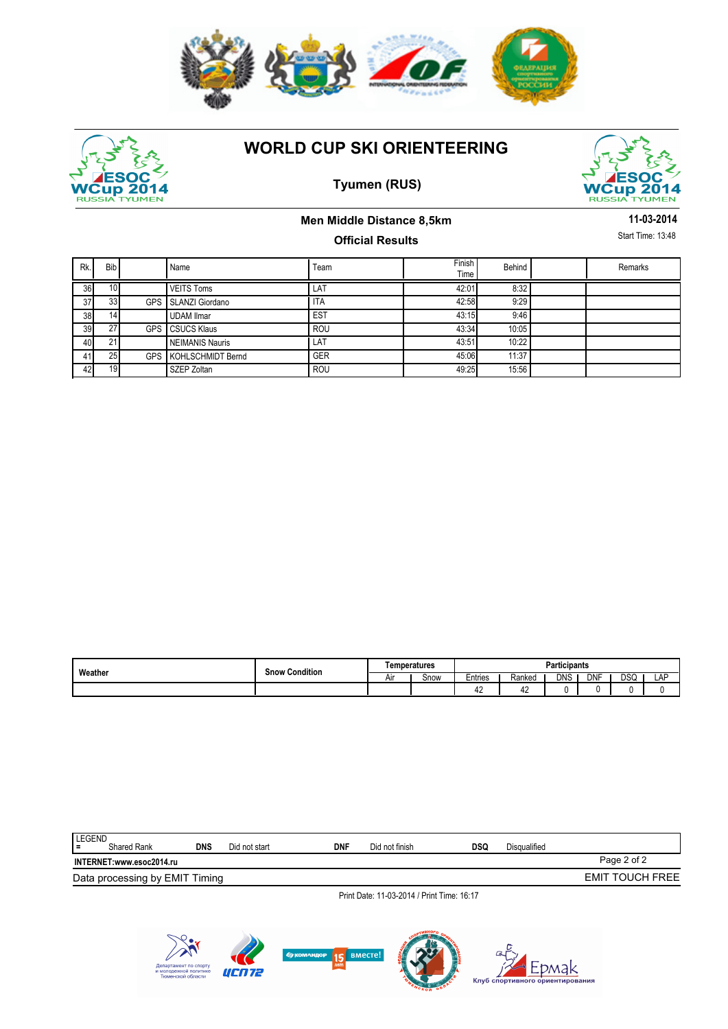# WORLD CUP SKI ORIENTEERING

## Tyumen (RUS)

**Men Middle Distance 8,5km**

**11-03-2014**

**Official Results**

Start Time: 13:48

| Rk. | Bib | | Name | Team | Finish Time | Behind | | Remarks |
|---|---|---|---|---|---|---|---|---|
| 36 | 10 | | VEITS Toms | LAT | 42:01 | 8:32 | | |
| 37 | 33 | GPS | SLANZI Giordano | ITA | 42:58 | 9:29 | | |
| 38 | 14 | | UDAM Ilmar | EST | 43:15 | 9:46 | | |
| 39 | 27 | GPS | CSUCS Klaus | ROU | 43:34 | 10:05 | | |
| 40 | 21 | | NEIMANIS Nauris | LAT | 43:51 | 10:22 | | |
| 41 | 25 | GPS | KOHLSCHMIDT Bernd | GER | 45:06 | 11:37 | | |
| 42 | 19 | | SZEP Zoltan | ROU | 49:25 | 15:56 | | |

| Weather | Snow Condition | Temperatures | | Participants | | | | | |
|---|---|---|---|---|---|---|---|---|---|
| | | Air | Snow | Entries | Ranked | DNS | DNF | DSQ | LAP |
| | | | | 42 | 42 | 0 | 0 | 0 | 0 |

LEGEND
= Shared Rank    **DNS** Did not start    **DNF** Did not finish    **DSQ** Disqualified

**INTERNET:www.esoc2014.ru**

Data processing by EMIT Timing    EMIT TOUCH FREE

Print Date: 11-03-2014 / Print Time: 16:17